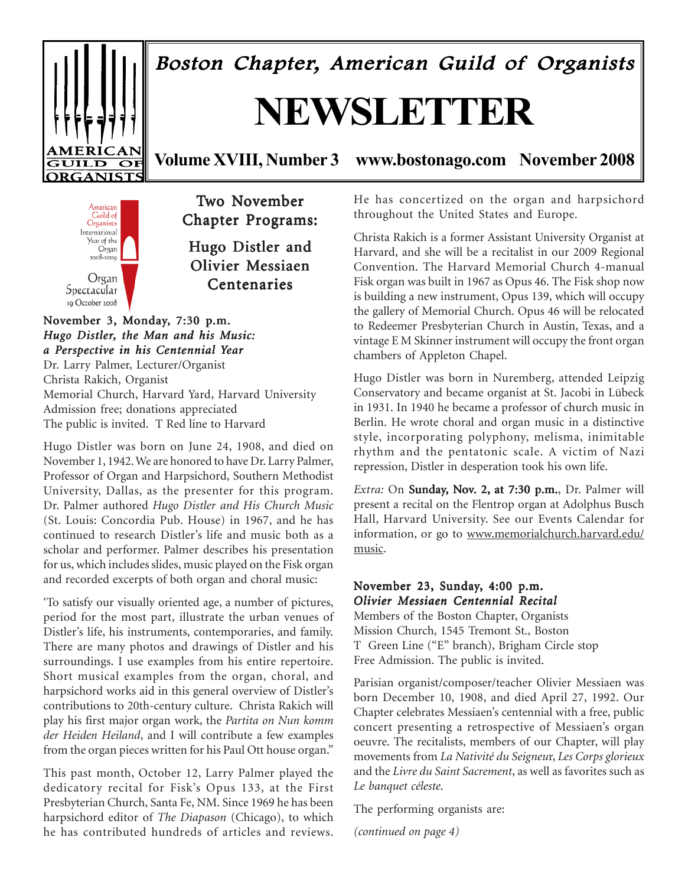# Boston Chapter, American Guild of Organists

# NEWSLETTER

**Volume XVIII, Number 3 www.bostonago.com November 2008**

American Guild of Organists International Year of the Organ 2008-2009

Organ Spectacular 19 October 2008

## Two November Chapter Programs: Hugo Distler and Olivier Messiaen Centenaries

**November 3, Monday, 7:30 p.m.**
***Hugo Distler, the Man and his Music: a Perspective in his Centennial Year***
Dr. Larry Palmer, Lecturer/Organist
Christa Rakich, Organist
Memorial Church, Harvard Yard, Harvard University
Admission free; donations appreciated
The public is invited. T Red line to Harvard

Hugo Distler was born on June 24, 1908, and died on November 1, 1942. We are honored to have Dr. Larry Palmer, Professor of Organ and Harpsichord, Southern Methodist University, Dallas, as the presenter for this program. Dr. Palmer authored *Hugo Distler and His Church Music* (St. Louis: Concordia Pub. House) in 1967, and he has continued to research Distler's life and music both as a scholar and performer. Palmer describes his presentation for us, which includes slides, music played on the Fisk organ and recorded excerpts of both organ and choral music:

'To satisfy our visually oriented age, a number of pictures, period for the most part, illustrate the urban venues of Distler's life, his instruments, contemporaries, and family. There are many photos and drawings of Distler and his surroundings. I use examples from his entire repertoire. Short musical examples from the organ, choral, and harpsichord works aid in this general overview of Distler's contributions to 20th-century culture. Christa Rakich will play his first major organ work, the *Partita on Nun komm der Heiden Heiland*, and I will contribute a few examples from the organ pieces written for his Paul Ott house organ."

This past month, October 12, Larry Palmer played the dedicatory recital for Fisk's Opus 133, at the First Presbyterian Church, Santa Fe, NM. Since 1969 he has been harpsichord editor of *The Diapason* (Chicago), to which he has contributed hundreds of articles and reviews. He has concertized on the organ and harpsichord throughout the United States and Europe.

Christa Rakich is a former Assistant University Organist at Harvard, and she will be a recitalist in our 2009 Regional Convention. The Harvard Memorial Church 4-manual Fisk organ was built in 1967 as Opus 46. The Fisk shop now is building a new instrument, Opus 139, which will occupy the gallery of Memorial Church. Opus 46 will be relocated to Redeemer Presbyterian Church in Austin, Texas, and a vintage E M Skinner instrument will occupy the front organ chambers of Appleton Chapel.

Hugo Distler was born in Nuremberg, attended Leipzig Conservatory and became organist at St. Jacobi in Lübeck in 1931. In 1940 he became a professor of church music in Berlin. He wrote choral and organ music in a distinctive style, incorporating polyphony, melisma, inimitable rhythm and the pentatonic scale. A victim of Nazi repression, Distler in desperation took his own life.

*Extra:* On **Sunday, Nov. 2, at 7:30 p.m.**, Dr. Palmer will present a recital on the Flentrop organ at Adolphus Busch Hall, Harvard University. See our Events Calendar for information, or go to www.memorialchurch.harvard.edu/music.

**November 23, Sunday, 4:00 p.m.**
***Olivier Messiaen Centennial Recital***
Members of the Boston Chapter, Organists
Mission Church, 1545 Tremont St., Boston
T Green Line ("E" branch), Brigham Circle stop
Free Admission. The public is invited.

Parisian organist/composer/teacher Olivier Messiaen was born December 10, 1908, and died April 27, 1992. Our Chapter celebrates Messiaen's centennial with a free, public concert presenting a retrospective of Messiaen's organ oeuvre. The recitalists, members of our Chapter, will play movements from *La Nativité du Seigneur*, *Les Corps glorieux* and the *Livre du Saint Sacrement*, as well as favorites such as *Le banquet céleste*.

The performing organists are:

*(continued on page 4)*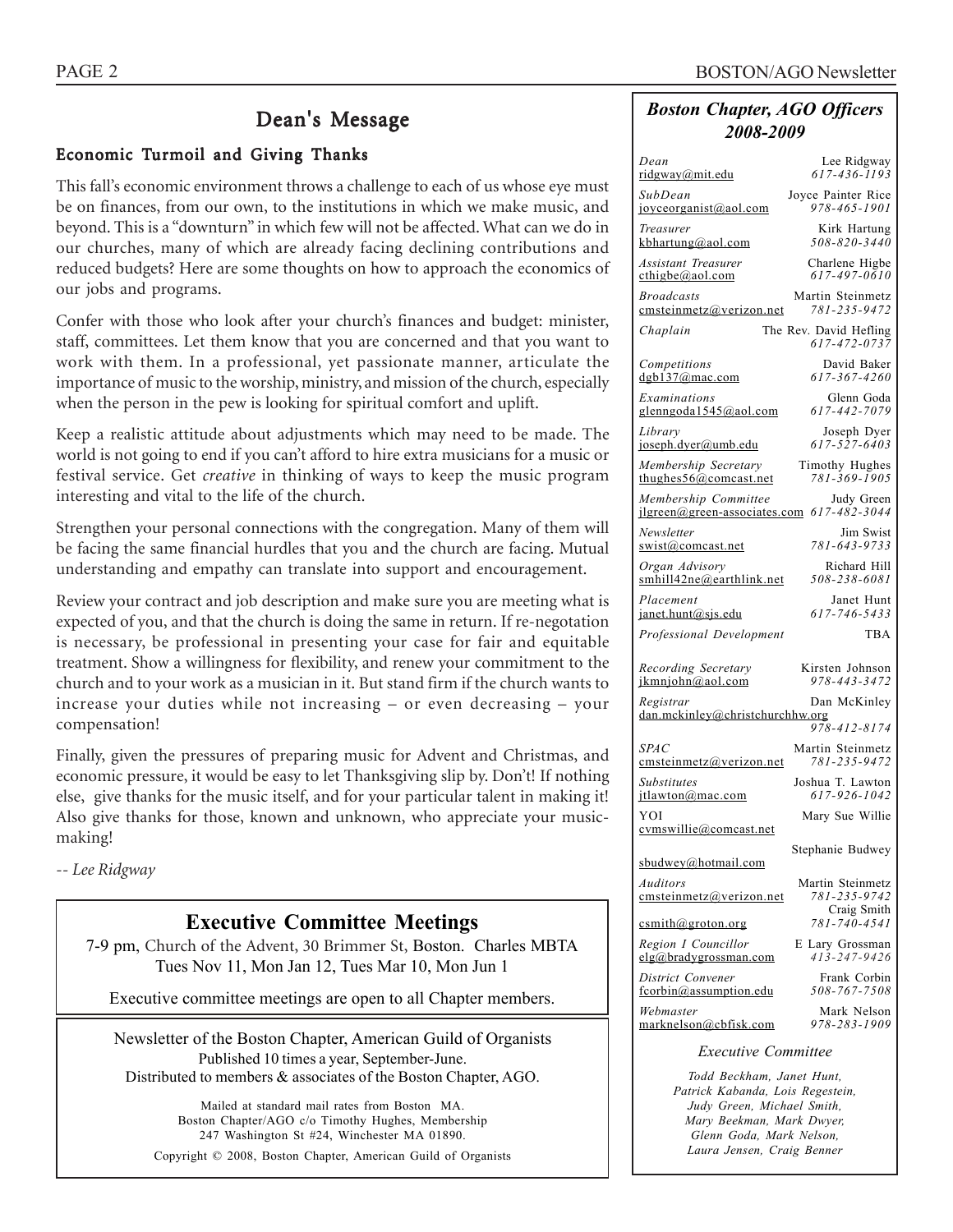# Dean's Message

## Economic Turmoil and Giving Thanks

This fall's economic environment throws a challenge to each of us whose eye must be on finances, from our own, to the institutions in which we make music, and beyond. This is a "downturn" in which few will not be affected. What can we do in our churches, many of which are already facing declining contributions and reduced budgets? Here are some thoughts on how to approach the economics of our jobs and programs.

Confer with those who look after your church's finances and budget: minister, staff, committees. Let them know that you are concerned and that you want to work with them. In a professional, yet passionate manner, articulate the importance of music to the worship, ministry, and mission of the church, especially when the person in the pew is looking for spiritual comfort and uplift.

Keep a realistic attitude about adjustments which may need to be made. The world is not going to end if you can't afford to hire extra musicians for a music or festival service. Get *creative* in thinking of ways to keep the music program interesting and vital to the life of the church.

Strengthen your personal connections with the congregation. Many of them will be facing the same financial hurdles that you and the church are facing. Mutual understanding and empathy can translate into support and encouragement.

Review your contract and job description and make sure you are meeting what is expected of you, and that the church is doing the same in return. If re-negotation is necessary, be professional in presenting your case for fair and equitable treatment. Show a willingness for flexibility, and renew your commitment to the church and to your work as a musician in it. But stand firm if the church wants to increase your duties while not increasing – or even decreasing – your compensation!

Finally, given the pressures of preparing music for Advent and Christmas, and economic pressure, it would be easy to let Thanksgiving slip by. Don't! If nothing else, give thanks for the music itself, and for your particular talent in making it! Also give thanks for those, known and unknown, who appreciate your music-making!

-- *Lee Ridgway*

## Executive Committee Meetings

7-9 pm, Church of the Advent, 30 Brimmer St, Boston. Charles MBTA
Tues Nov 11, Mon Jan 12, Tues Mar 10, Mon Jun 1

Executive committee meetings are open to all Chapter members.

Newsletter of the Boston Chapter, American Guild of Organists
Published 10 times a year, September-June.
Distributed to members & associates of the Boston Chapter, AGO.

Mailed at standard mail rates from Boston MA.
Boston Chapter/AGO c/o Timothy Hughes, Membership
247 Washington St #24, Winchester MA 01890.

Copyright © 2008, Boston Chapter, American Guild of Organists

## *Boston Chapter, AGO Officers 2008-2009*

| Position | Name / Email | Phone |
|---|---|---|
| *Dean* | Lee Ridgway, ridgway@mit.edu | 617-436-1193 |
| *SubDean* | Joyce Painter Rice, joyceorganist@aol.com | 978-465-1901 |
| *Treasurer* | Kirk Hartung, kbhartung@aol.com | 508-820-3440 |
| *Assistant Treasurer* | Charlene Higbe, cthigbe@aol.com | 617-497-0610 |
| *Broadcasts* | Martin Steinmetz, cmsteinmetz@verizon.net | 781-235-9472 |
| *Chaplain* | The Rev. David Hefling | 617-472-0737 |
| *Competitions* | David Baker, dgb137@mac.com | 617-367-4260 |
| *Examinations* | Glenn Goda, glenngoda1545@aol.com | 617-442-7079 |
| *Library* | Joseph Dyer, joseph.dyer@umb.edu | 617-527-6403 |
| *Membership Secretary* | Timothy Hughes, thughes56@comcast.net | 781-369-1905 |
| *Membership Committee* | Judy Green, jlgreen@green-associates.com | 617-482-3044 |
| *Newsletter* | Jim Swist, swist@comcast.net | 781-643-9733 |
| *Organ Advisory* | Richard Hill, smhill42ne@earthlink.net | 508-238-6081 |
| *Placement* | Janet Hunt, janet.hunt@sjs.edu | 617-746-5433 |
| *Professional Development* | TBA | |
| *Recording Secretary* | Kirsten Johnson, jkmnjohn@aol.com | 978-443-3472 |
| *Registrar* | Dan McKinley, dan.mckinley@christchurchhw.org | 978-412-8174 |
| *SPAC* | Martin Steinmetz, cmsteinmetz@verizon.net | 781-235-9472 |
| *Substitutes* | Joshua T. Lawton, jtlawton@mac.com | 617-926-1042 |
| YOI | Mary Sue Willie, cvmswillie@comcast.net | |
| | Stephanie Budwey, sbudwey@hotmail.com | |
| *Auditors* | Martin Steinmetz, cmsteinmetz@verizon.net | 781-235-9742 |
| | Craig Smith, csmith@groton.org | 781-740-4541 |
| *Region I Councillor* | E Lary Grossman, elg@bradygrossman.com | 413-247-9426 |
| *District Convener* | Frank Corbin, fcorbin@assumption.edu | 508-767-7508 |
| *Webmaster* | Mark Nelson, marknelson@cbfisk.com | 978-283-1909 |

*Executive Committee*

*Todd Beckham, Janet Hunt, Patrick Kabanda, Lois Regestein, Judy Green, Michael Smith, Mary Beekman, Mark Dwyer, Glenn Goda, Mark Nelson, Laura Jensen, Craig Benner*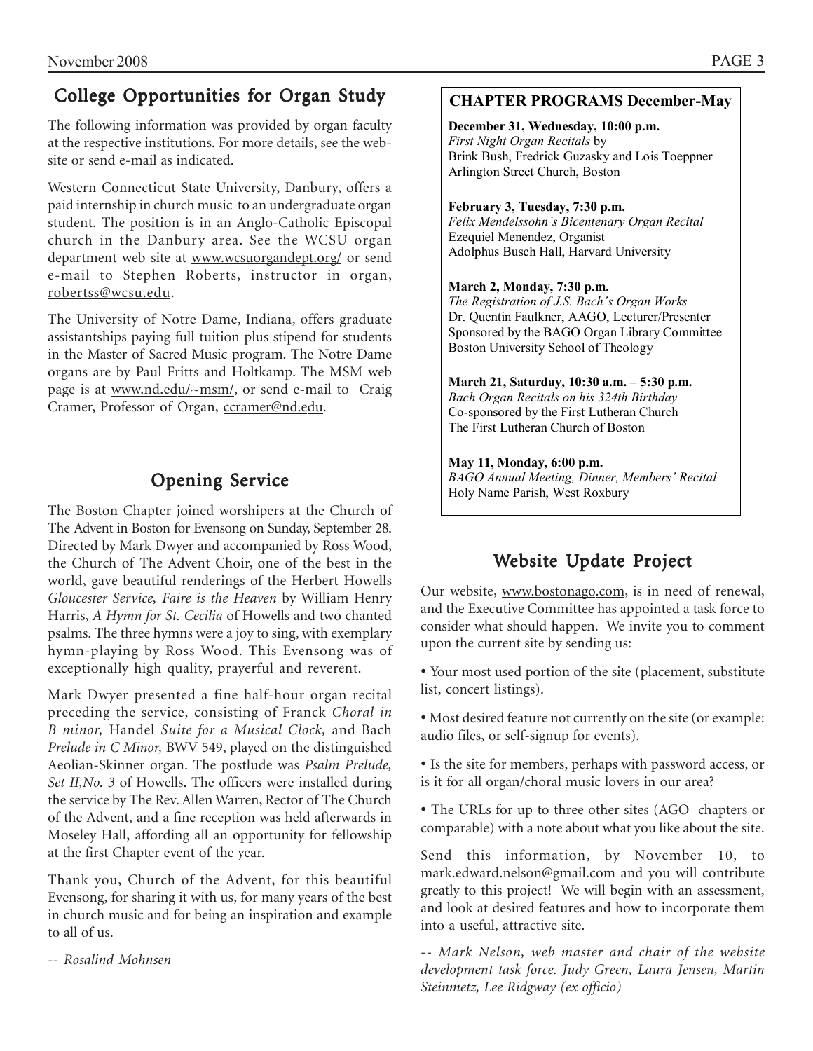## College Opportunities for Organ Study

The following information was provided by organ faculty at the respective institutions. For more details, see the website or send e-mail as indicated.

Western Connecticut State University, Danbury, offers a paid internship in church music to an undergraduate organ student. The position is in an Anglo-Catholic Episcopal church in the Danbury area. See the WCSU organ department web site at www.wcsuorgandept.org/ or send e-mail to Stephen Roberts, instructor in organ, robertss@wcsu.edu.

The University of Notre Dame, Indiana, offers graduate assistantships paying full tuition plus stipend for students in the Master of Sacred Music program. The Notre Dame organs are by Paul Fritts and Holtkamp. The MSM web page is at www.nd.edu/~msm/, or send e-mail to Craig Cramer, Professor of Organ, ccramer@nd.edu.

## Opening Service

The Boston Chapter joined worshipers at the Church of The Advent in Boston for Evensong on Sunday, September 28. Directed by Mark Dwyer and accompanied by Ross Wood, the Church of The Advent Choir, one of the best in the world, gave beautiful renderings of the Herbert Howells *Gloucester Service, Faire is the Heaven* by William Henry Harris, *A Hymn for St. Cecilia* of Howells and two chanted psalms. The three hymns were a joy to sing, with exemplary hymn-playing by Ross Wood. This Evensong was of exceptionally high quality, prayerful and reverent.

Mark Dwyer presented a fine half-hour organ recital preceding the service, consisting of Franck *Choral in B minor,* Handel *Suite for a Musical Clock,* and Bach *Prelude in C Minor,* BWV 549, played on the distinguished Aeolian-Skinner organ. The postlude was *Psalm Prelude, Set II,No. 3* of Howells. The officers were installed during the service by The Rev. Allen Warren, Rector of The Church of the Advent, and a fine reception was held afterwards in Moseley Hall, affording all an opportunity for fellowship at the first Chapter event of the year.

Thank you, Church of the Advent, for this beautiful Evensong, for sharing it with us, for many years of the best in church music and for being an inspiration and example to all of us.

*-- Rosalind Mohnsen*

## CHAPTER PROGRAMS December-May

**December 31, Wednesday, 10:00 p.m.**
*First Night Organ Recitals* by
Brink Bush, Fredrick Guzasky and Lois Toeppner
Arlington Street Church, Boston

**February 3, Tuesday, 7:30 p.m.**
*Felix Mendelssohn's Bicentenary Organ Recital*
Ezequiel Menendez, Organist
Adolphus Busch Hall, Harvard University

**March 2, Monday, 7:30 p.m.**
*The Registration of J.S. Bach's Organ Works*
Dr. Quentin Faulkner, AAGO, Lecturer/Presenter
Sponsored by the BAGO Organ Library Committee
Boston University School of Theology

**March 21, Saturday, 10:30 a.m. – 5:30 p.m.**
*Bach Organ Recitals on his 324th Birthday*
Co-sponsored by the First Lutheran Church
The First Lutheran Church of Boston

**May 11, Monday, 6:00 p.m.**
*BAGO Annual Meeting, Dinner, Members' Recital*
Holy Name Parish, West Roxbury

## Website Update Project

Our website, www.bostonago.com, is in need of renewal, and the Executive Committee has appointed a task force to consider what should happen. We invite you to comment upon the current site by sending us:

- Your most used portion of the site (placement, substitute list, concert listings).
- Most desired feature not currently on the site (or example: audio files, or self-signup for events).
- Is the site for members, perhaps with password access, or is it for all organ/choral music lovers in our area?
- The URLs for up to three other sites (AGO chapters or comparable) with a note about what you like about the site.

Send this information, by November 10, to mark.edward.nelson@gmail.com and you will contribute greatly to this project! We will begin with an assessment, and look at desired features and how to incorporate them into a useful, attractive site.

*-- Mark Nelson, web master and chair of the website development task force. Judy Green, Laura Jensen, Martin Steinmetz, Lee Ridgway (ex officio)*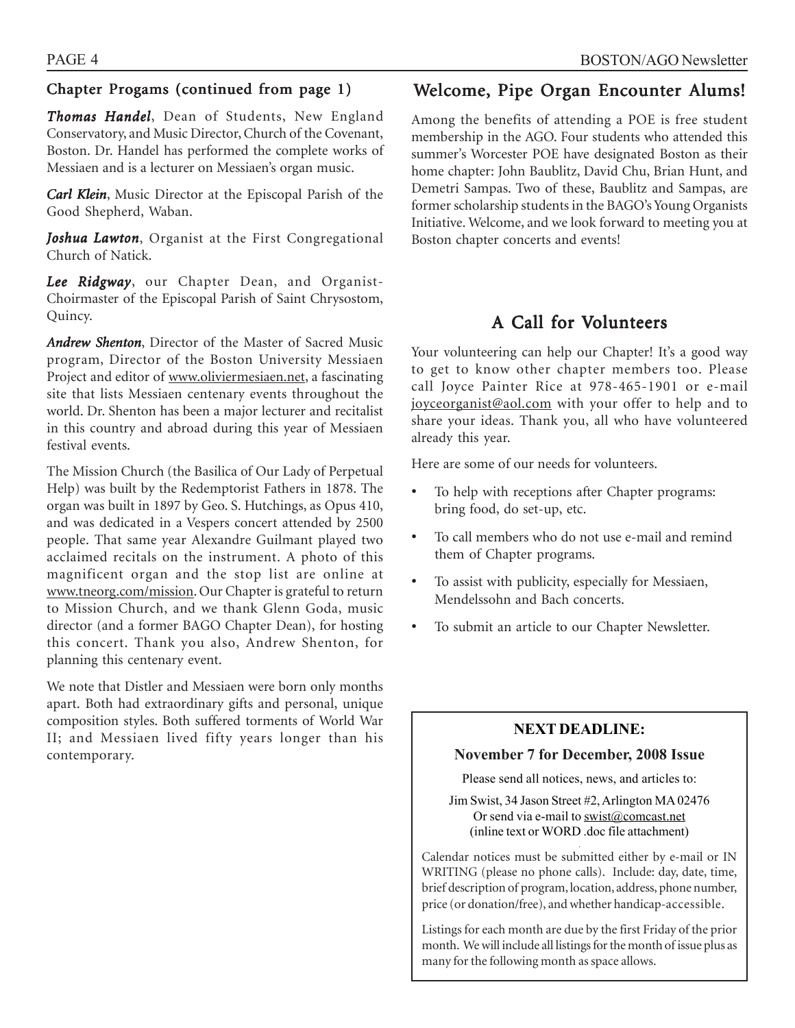## Chapter Progams (continued from page 1)

***Thomas Handel***, Dean of Students, New England Conservatory, and Music Director, Church of the Covenant, Boston. Dr. Handel has performed the complete works of Messiaen and is a lecturer on Messiaen's organ music.

***Carl Klein***, Music Director at the Episcopal Parish of the Good Shepherd, Waban.

***Joshua Lawton***, Organist at the First Congregational Church of Natick.

***Lee Ridgway***, our Chapter Dean, and Organist-Choirmaster of the Episcopal Parish of Saint Chrysostom, Quincy.

***Andrew Shenton***, Director of the Master of Sacred Music program, Director of the Boston University Messiaen Project and editor of www.oliviermesiaen.net, a fascinating site that lists Messiaen centenary events throughout the world. Dr. Shenton has been a major lecturer and recitalist in this country and abroad during this year of Messiaen festival events.

The Mission Church (the Basilica of Our Lady of Perpetual Help) was built by the Redemptorist Fathers in 1878. The organ was built in 1897 by Geo. S. Hutchings, as Opus 410, and was dedicated in a Vespers concert attended by 2500 people. That same year Alexandre Guilmant played two acclaimed recitals on the instrument. A photo of this magnificent organ and the stop list are online at www.tneorg.com/mission. Our Chapter is grateful to return to Mission Church, and we thank Glenn Goda, music director (and a former BAGO Chapter Dean), for hosting this concert. Thank you also, Andrew Shenton, for planning this centenary event.

We note that Distler and Messiaen were born only months apart. Both had extraordinary gifts and personal, unique composition styles. Both suffered torments of World War II; and Messiaen lived fifty years longer than his contemporary.

## Welcome, Pipe Organ Encounter Alums!

Among the benefits of attending a POE is free student membership in the AGO. Four students who attended this summer's Worcester POE have designated Boston as their home chapter: John Baublitz, David Chu, Brian Hunt, and Demetri Sampas. Two of these, Baublitz and Sampas, are former scholarship students in the BAGO's Young Organists Initiative. Welcome, and we look forward to meeting you at Boston chapter concerts and events!

## A Call for Volunteers

Your volunteering can help our Chapter! It's a good way to get to know other chapter members too. Please call Joyce Painter Rice at 978-465-1901 or e-mail joyceorganist@aol.com with your offer to help and to share your ideas. Thank you, all who have volunteered already this year.

Here are some of our needs for volunteers.

- To help with receptions after Chapter programs: bring food, do set-up, etc.
- To call members who do not use e-mail and remind them of Chapter programs.
- To assist with publicity, especially for Messiaen, Mendelssohn and Bach concerts.
- To submit an article to our Chapter Newsletter.

**NEXT DEADLINE:**

**November 7 for December, 2008 Issue**

Please send all notices, news, and articles to:

Jim Swist, 34 Jason Street #2, Arlington MA 02476
Or send via e-mail to swist@comcast.net
(inline text or WORD .doc file attachment)

Calendar notices must be submitted either by e-mail or IN WRITING (please no phone calls). Include: day, date, time, brief description of program, location, address, phone number, price (or donation/free), and whether handicap-accessible.

Listings for each month are due by the first Friday of the prior month. We will include all listings for the month of issue plus as many for the following month as space allows.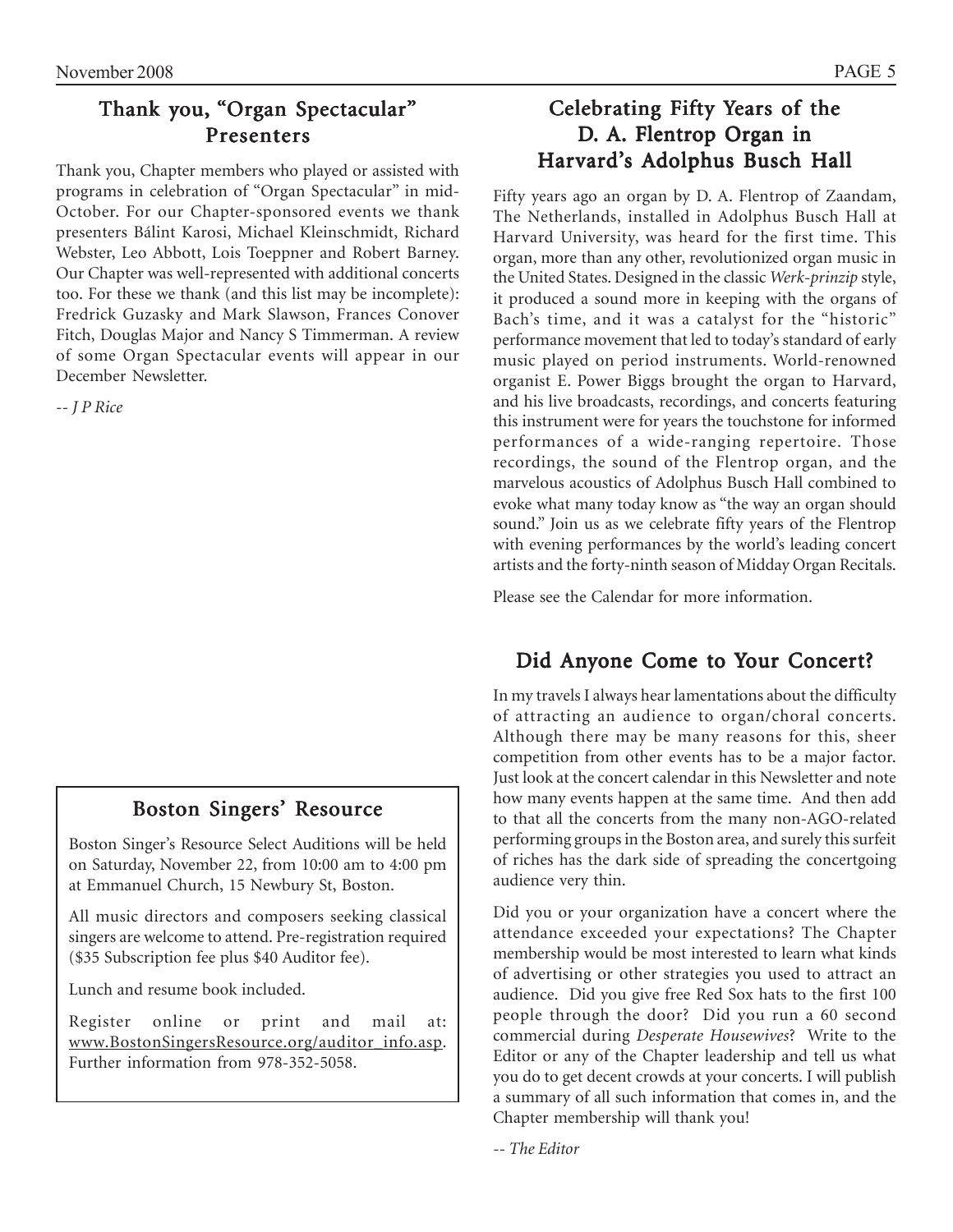## Thank you, "Organ Spectacular" Presenters

Thank you, Chapter members who played or assisted with programs in celebration of "Organ Spectacular" in mid-October. For our Chapter-sponsored events we thank presenters Bálint Karosi, Michael Kleinschmidt, Richard Webster, Leo Abbott, Lois Toeppner and Robert Barney. Our Chapter was well-represented with additional concerts too. For these we thank (and this list may be incomplete): Fredrick Guzasky and Mark Slawson, Frances Conover Fitch, Douglas Major and Nancy S Timmerman. A review of some Organ Spectacular events will appear in our December Newsletter.

*-- J P Rice*

## Boston Singers' Resource

Boston Singer's Resource Select Auditions will be held on Saturday, November 22, from 10:00 am to 4:00 pm at Emmanuel Church, 15 Newbury St, Boston.

All music directors and composers seeking classical singers are welcome to attend. Pre-registration required ($35 Subscription fee plus $40 Auditor fee).

Lunch and resume book included.

Register online or print and mail at: www.BostonSingersResource.org/auditor_info.asp. Further information from 978-352-5058.

## Celebrating Fifty Years of the D. A. Flentrop Organ in Harvard's Adolphus Busch Hall

Fifty years ago an organ by D. A. Flentrop of Zaandam, The Netherlands, installed in Adolphus Busch Hall at Harvard University, was heard for the first time. This organ, more than any other, revolutionized organ music in the United States. Designed in the classic *Werk-prinzip* style, it produced a sound more in keeping with the organs of Bach's time, and it was a catalyst for the "historic" performance movement that led to today's standard of early music played on period instruments. World-renowned organist E. Power Biggs brought the organ to Harvard, and his live broadcasts, recordings, and concerts featuring this instrument were for years the touchstone for informed performances of a wide-ranging repertoire. Those recordings, the sound of the Flentrop organ, and the marvelous acoustics of Adolphus Busch Hall combined to evoke what many today know as "the way an organ should sound." Join us as we celebrate fifty years of the Flentrop with evening performances by the world's leading concert artists and the forty-ninth season of Midday Organ Recitals.

Please see the Calendar for more information.

## Did Anyone Come to Your Concert?

In my travels I always hear lamentations about the difficulty of attracting an audience to organ/choral concerts. Although there may be many reasons for this, sheer competition from other events has to be a major factor. Just look at the concert calendar in this Newsletter and note how many events happen at the same time. And then add to that all the concerts from the many non-AGO-related performing groups in the Boston area, and surely this surfeit of riches has the dark side of spreading the concertgoing audience very thin.

Did you or your organization have a concert where the attendance exceeded your expectations? The Chapter membership would be most interested to learn what kinds of advertising or other strategies you used to attract an audience. Did you give free Red Sox hats to the first 100 people through the door? Did you run a 60 second commercial during *Desperate Housewives*? Write to the Editor or any of the Chapter leadership and tell us what you do to get decent crowds at your concerts. I will publish a summary of all such information that comes in, and the Chapter membership will thank you!

*-- The Editor*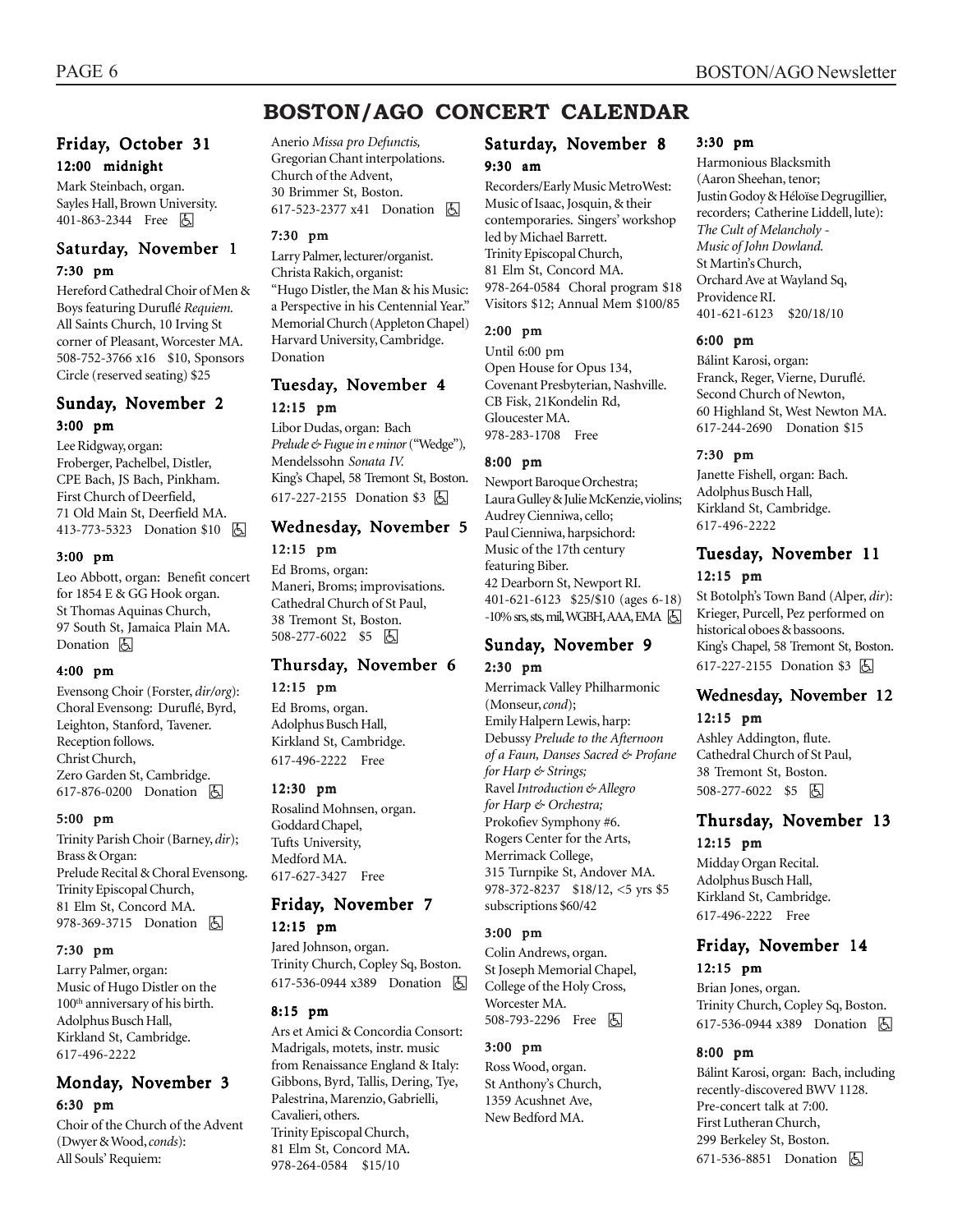# BOSTON/AGO CONCERT CALENDAR

## Friday, October 31

### 12:00 midnight

Mark Steinbach, organ.
Sayles Hall, Brown University.
401-863-2344 Free ♿

## Saturday, November 1

### 7:30 pm

Hereford Cathedral Choir of Men & Boys featuring Duruflé *Requiem.*
All Saints Church, 10 Irving St corner of Pleasant, Worcester MA.
508-752-3766 x16 $10, Sponsors Circle (reserved seating) $25

## Sunday, November 2

### 3:00 pm

Lee Ridgway, organ:
Froberger, Pachelbel, Distler, CPE Bach, JS Bach, Pinkham.
First Church of Deerfield,
71 Old Main St, Deerfield MA.
413-773-5323 Donation $10 ♿

### 3:00 pm

Leo Abbott, organ: Benefit concert for 1854 E & GG Hook organ.
St Thomas Aquinas Church,
97 South St, Jamaica Plain MA.
Donation ♿

### 4:00 pm

Evensong Choir (Forster, *dir/org*):
Choral Evensong: Duruflé, Byrd, Leighton, Stanford, Tavener.
Reception follows.
Christ Church,
Zero Garden St, Cambridge.
617-876-0200 Donation ♿

### 5:00 pm

Trinity Parish Choir (Barney, *dir*);
Brass & Organ:
Prelude Recital & Choral Evensong.
Trinity Episcopal Church,
81 Elm St, Concord MA.
978-369-3715 Donation ♿

### 7:30 pm

Larry Palmer, organ:
Music of Hugo Distler on the 100th anniversary of his birth.
Adolphus Busch Hall,
Kirkland St, Cambridge.
617-496-2222

## Monday, November 3

### 6:30 pm

Choir of the Church of the Advent (Dwyer & Wood, *conds*):
All Souls' Requiem:
Anerio *Missa pro Defunctis,*
Gregorian Chant interpolations.
Church of the Advent,
30 Brimmer St, Boston.
617-523-2377 x41 Donation ♿

### 7:30 pm

Larry Palmer, lecturer/organist.
Christa Rakich, organist:
"Hugo Distler, the Man & his Music: a Perspective in his Centennial Year."
Memorial Church (Appleton Chapel)
Harvard University, Cambridge.
Donation

## Tuesday, November 4

### 12:15 pm

Libor Dudas, organ: Bach *Prelude & Fugue in e minor* ("Wedge"), Mendelssohn *Sonata IV.*
King's Chapel, 58 Tremont St, Boston.
617-227-2155 Donation $3 ♿

## Wednesday, November 5

### 12:15 pm

Ed Broms, organ:
Maneri, Broms; improvisations.
Cathedral Church of St Paul,
38 Tremont St, Boston.
508-277-6022 $5 ♿

## Thursday, November 6

### 12:15 pm

Ed Broms, organ.
Adolphus Busch Hall,
Kirkland St, Cambridge.
617-496-2222 Free

### 12:30 pm

Rosalind Mohnsen, organ.
Goddard Chapel,
Tufts University,
Medford MA.
617-627-3427 Free

## Friday, November 7

### 12:15 pm

Jared Johnson, organ.
Trinity Church, Copley Sq, Boston.
617-536-0944 x389 Donation ♿

### 8:15 pm

Ars et Amici & Concordia Consort:
Madrigals, motets, instr. music from Renaissance England & Italy:
Gibbons, Byrd, Tallis, Dering, Tye, Palestrina, Marenzio, Gabrielli, Cavalieri, others.
Trinity Episcopal Church,
81 Elm St, Concord MA.
978-264-0584 $15/10

## Saturday, November 8

### 9:30 am

Recorders/Early Music MetroWest:
Music of Isaac, Josquin, & their contemporaries. Singers' workshop led by Michael Barrett.
Trinity Episcopal Church,
81 Elm St, Concord MA.
978-264-0584 Choral program $18
Visitors $12; Annual Mem $100/85

### 2:00 pm

Until 6:00 pm
Open House for Opus 134,
Covenant Presbyterian, Nashville.
CB Fisk, 21Kondelin Rd,
Gloucester MA.
978-283-1708 Free

### 8:00 pm

Newport Baroque Orchestra;
Laura Gulley & Julie McKenzie, violins;
Audrey Cienniwa, cello;
Paul Cienniwa, harpsichord:
Music of the 17th century featuring Biber.
42 Dearborn St, Newport RI.
401-621-6123 $25/$10 (ages 6-18)
-10% srs, sts, mil, WGBH, AAA, EMA ♿

## Sunday, November 9

### 2:30 pm

Merrimack Valley Philharmonic (Monseur, *cond*);
Emily Halpern Lewis, harp:
Debussy *Prelude to the Afternoon of a Faun, Danses Sacred & Profane for Harp & Strings;*
Ravel *Introduction & Allegro for Harp & Orchestra;*
Prokofiev Symphony #6.
Rogers Center for the Arts,
Merrimack College,
315 Turnpike St, Andover MA.
978-372-8237 $18/12, <5 yrs $5
subscriptions $60/42

### 3:00 pm

Colin Andrews, organ.
St Joseph Memorial Chapel,
College of the Holy Cross,
Worcester MA.
508-793-2296 Free ♿

### 3:00 pm

Ross Wood, organ.
St Anthony's Church,
1359 Acushnet Ave,
New Bedford MA.

### 3:30 pm

Harmonious Blacksmith
(Aaron Sheehan, tenor;
Justin Godoy & Héloïse Degrugillier, recorders; Catherine Liddell, lute):
*The Cult of Melancholy - Music of John Dowland.*
St Martin's Church,
Orchard Ave at Wayland Sq,
Providence RI.
401-621-6123 $20/18/10

### 6:00 pm

Bálint Karosi, organ:
Franck, Reger, Vierne, Duruflé.
Second Church of Newton,
60 Highland St, West Newton MA.
617-244-2690 Donation $15

### 7:30 pm

Janette Fishell, organ: Bach.
Adolphus Busch Hall,
Kirkland St, Cambridge.
617-496-2222

## Tuesday, November 11

### 12:15 pm

St Botolph's Town Band (Alper, *dir*):
Krieger, Purcell, Pez performed on historical oboes & bassoons.
King's Chapel, 58 Tremont St, Boston.
617-227-2155 Donation $3 ♿

## Wednesday, November 12

### 12:15 pm

Ashley Addington, flute.
Cathedral Church of St Paul,
38 Tremont St, Boston.
508-277-6022 $5 ♿

## Thursday, November 13

### 12:15 pm

Midday Organ Recital.
Adolphus Busch Hall,
Kirkland St, Cambridge.
617-496-2222 Free

## Friday, November 14

### 12:15 pm

Brian Jones, organ.
Trinity Church, Copley Sq, Boston.
617-536-0944 x389 Donation ♿

### 8:00 pm

Bálint Karosi, organ: Bach, including recently-discovered BWV 1128.
Pre-concert talk at 7:00.
First Lutheran Church,
299 Berkeley St, Boston.
671-536-8851 Donation ♿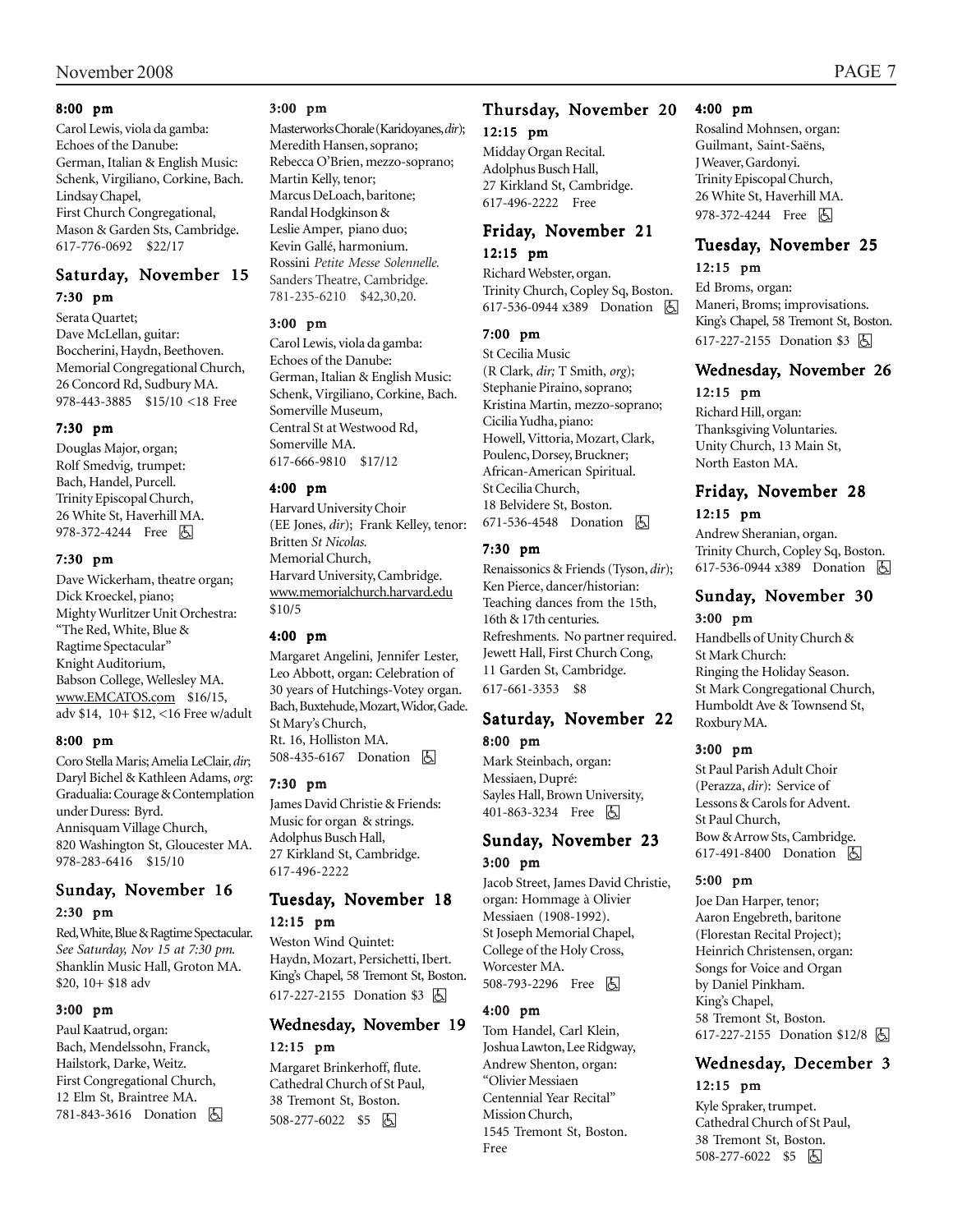**8:00 pm**

Carol Lewis, viola da gamba: Echoes of the Danube: German, Italian & English Music: Schenk, Virgiliano, Corkine, Bach. Lindsay Chapel, First Church Congregational, Mason & Garden Sts, Cambridge. 617-776-0692 $22/17

## Saturday, November 15

**7:30 pm**

Serata Quartet; Dave McLellan, guitar: Boccherini, Haydn, Beethoven. Memorial Congregational Church, 26 Concord Rd, Sudbury MA. 978-443-3885 $15/10 <18 Free

**7:30 pm**

Douglas Major, organ; Rolf Smedvig, trumpet: Bach, Handel, Purcell. Trinity Episcopal Church, 26 White St, Haverhill MA. 978-372-4244 Free ♿

**7:30 pm**

Dave Wickerham, theatre organ; Dick Kroeckel, piano; Mighty Wurlitzer Unit Orchestra: "The Red, White, Blue & Ragtime Spectacular" Knight Auditorium, Babson College, Wellesley MA. www.EMCATOS.com $16/15, adv $14, 10+ $12, <16 Free w/adult

**8:00 pm**

Coro Stella Maris; Amelia LeClair, *dir*; Daryl Bichel & Kathleen Adams, *org*: Gradualia: Courage & Contemplation under Duress: Byrd. Annisquam Village Church, 820 Washington St, Gloucester MA. 978-283-6416 $15/10

## Sunday, November 16

**2:30 pm**

Red, White, Blue & Ragtime Spectacular. *See Saturday, Nov 15 at 7:30 pm.* Shanklin Music Hall, Groton MA. $20, 10+ $18 adv

**3:00 pm**

Paul Kaatrud, organ: Bach, Mendelssohn, Franck, Hailstork, Darke, Weitz. First Congregational Church, 12 Elm St, Braintree MA. 781-843-3616 Donation ♿

**3:00 pm**

Masterworks Chorale (Karidoyanes, *dir*); Meredith Hansen, soprano; Rebecca O'Brien, mezzo-soprano; Martin Kelly, tenor; Marcus DeLoach, baritone; Randal Hodgkinson & Leslie Amper, piano duo; Kevin Gallé, harmonium. Rossini *Petite Messe Solennelle.* Sanders Theatre, Cambridge. 781-235-6210 $42,30,20.

**3:00 pm**

Carol Lewis, viola da gamba: Echoes of the Danube: German, Italian & English Music: Schenk, Virgiliano, Corkine, Bach. Somerville Museum, Central St at Westwood Rd, Somerville MA. 617-666-9810 $17/12

**4:00 pm**

Harvard University Choir (EE Jones, *dir*); Frank Kelley, tenor: Britten *St Nicolas.* Memorial Church, Harvard University, Cambridge. www.memorialchurch.harvard.edu $10/5

**4:00 pm**

Margaret Angelini, Jennifer Lester, Leo Abbott, organ: Celebration of 30 years of Hutchings-Votey organ. Bach, Buxtehude, Mozart, Widor, Gade. St Mary's Church, Rt. 16, Holliston MA. 508-435-6167 Donation ♿

**7:30 pm**

James David Christie & Friends: Music for organ & strings. Adolphus Busch Hall, 27 Kirkland St, Cambridge. 617-496-2222

## Tuesday, November 18

**12:15 pm**

Weston Wind Quintet: Haydn, Mozart, Persichetti, Ibert. King's Chapel, 58 Tremont St, Boston. 617-227-2155 Donation $3 ♿

## Wednesday, November 19

**12:15 pm**

Margaret Brinkerhoff, flute. Cathedral Church of St Paul, 38 Tremont St, Boston. 508-277-6022 $5 ♿

## Thursday, November 20

**12:15 pm**

Midday Organ Recital. Adolphus Busch Hall, 27 Kirkland St, Cambridge. 617-496-2222 Free

## Friday, November 21

**12:15 pm**

Richard Webster, organ. Trinity Church, Copley Sq, Boston. 617-536-0944 x389 Donation ♿

**7:00 pm**

St Cecilia Music (R Clark, *dir;* T Smith, *org*); Stephanie Piraino, soprano; Kristina Martin, mezzo-soprano; Cicilia Yudha, piano: Howell, Vittoria, Mozart, Clark, Poulenc, Dorsey, Bruckner; African-American Spiritual. St Cecilia Church, 18 Belvidere St, Boston. 671-536-4548 Donation ♿

**7:30 pm**

Renaissonics & Friends (Tyson, *dir*); Ken Pierce, dancer/historian: Teaching dances from the 15th, 16th & 17th centuries. Refreshments. No partner required. Jewett Hall, First Church Cong, 11 Garden St, Cambridge. 617-661-3353 $8

## Saturday, November 22

**8:00 pm**

Mark Steinbach, organ: Messiaen, Dupré: Sayles Hall, Brown University, 401-863-3234 Free ♿

## Sunday, November 23

**3:00 pm**

Jacob Street, James David Christie, organ: Hommage à Olivier Messiaen (1908-1992). St Joseph Memorial Chapel, College of the Holy Cross, Worcester MA. 508-793-2296 Free ♿

**4:00 pm**

Tom Handel, Carl Klein, Joshua Lawton, Lee Ridgway, Andrew Shenton, organ: "Olivier Messiaen Centennial Year Recital" Mission Church, 1545 Tremont St, Boston. Free

**4:00 pm**

Rosalind Mohnsen, organ: Guilmant, Saint-Saëns, J Weaver, Gardonyi. Trinity Episcopal Church, 26 White St, Haverhill MA. 978-372-4244 Free ♿

## Tuesday, November 25

**12:15 pm**

Ed Broms, organ: Maneri, Broms; improvisations. King's Chapel, 58 Tremont St, Boston. 617-227-2155 Donation $3 ♿

## Wednesday, November 26

**12:15 pm**

Richard Hill, organ: Thanksgiving Voluntaries. Unity Church, 13 Main St, North Easton MA.

## Friday, November 28

**12:15 pm**

Andrew Sheranian, organ. Trinity Church, Copley Sq, Boston. 617-536-0944 x389 Donation ♿

## Sunday, November 30

**3:00 pm**

Handbells of Unity Church & St Mark Church: Ringing the Holiday Season. St Mark Congregational Church, Humboldt Ave & Townsend St, Roxbury MA.

**3:00 pm**

St Paul Parish Adult Choir (Perazza, *dir*): Service of Lessons & Carols for Advent. St Paul Church, Bow & Arrow Sts, Cambridge. 617-491-8400 Donation ♿

**5:00 pm**

Joe Dan Harper, tenor; Aaron Engebreth, baritone (Florestan Recital Project); Heinrich Christensen, organ: Songs for Voice and Organ by Daniel Pinkham. King's Chapel, 58 Tremont St, Boston. 617-227-2155 Donation $12/8 ♿

## Wednesday, December 3

**12:15 pm**

Kyle Spraker, trumpet. Cathedral Church of St Paul, 38 Tremont St, Boston. 508-277-6022 $5 ♿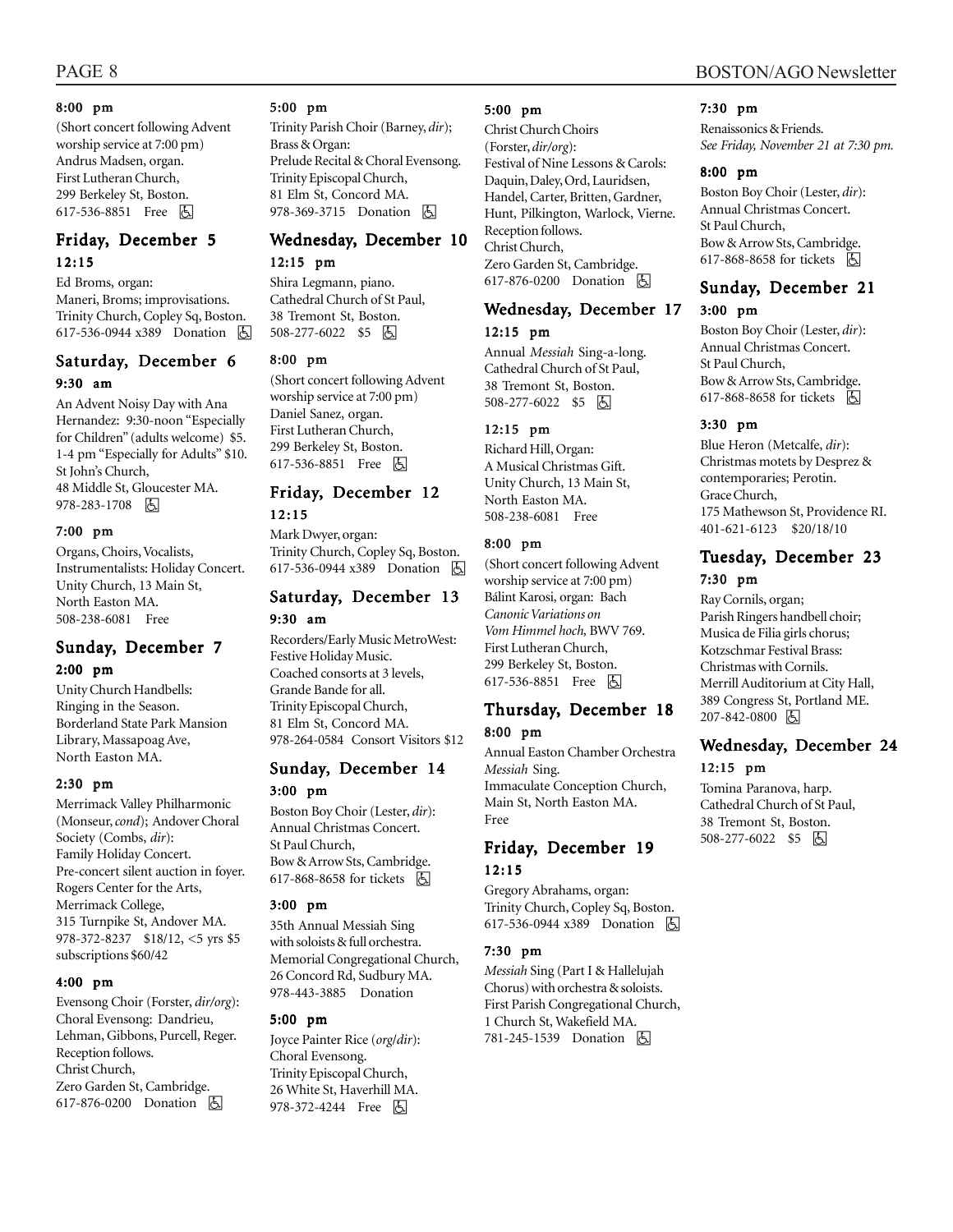#### 8:00 pm

(Short concert following Advent worship service at 7:00 pm) Andrus Madsen, organ. First Lutheran Church, 299 Berkeley St, Boston. 617-536-8851 Free ♿

## Friday, December 5

#### 12:15

Ed Broms, organ: Maneri, Broms; improvisations. Trinity Church, Copley Sq, Boston. 617-536-0944 x389 Donation ♿

## Saturday, December 6

#### 9:30 am

An Advent Noisy Day with Ana Hernandez: 9:30-noon "Especially for Children" (adults welcome) $5. 1-4 pm "Especially for Adults" $10. St John's Church, 48 Middle St, Gloucester MA. 978-283-1708 ♿

#### 7:00 pm

Organs, Choirs, Vocalists, Instrumentalists: Holiday Concert. Unity Church, 13 Main St, North Easton MA. 508-238-6081 Free

## Sunday, December 7

#### 2:00 pm

Unity Church Handbells: Ringing in the Season. Borderland State Park Mansion Library, Massapoag Ave, North Easton MA.

#### 2:30 pm

Merrimack Valley Philharmonic (Monseur, *cond*); Andover Choral Society (Combs, *dir*): Family Holiday Concert. Pre-concert silent auction in foyer. Rogers Center for the Arts, Merrimack College, 315 Turnpike St, Andover MA. 978-372-8237 $18/12, <5 yrs $5 subscriptions $60/42

#### 4:00 pm

Evensong Choir (Forster, *dir/org*): Choral Evensong: Dandrieu, Lehman, Gibbons, Purcell, Reger. Reception follows. Christ Church, Zero Garden St, Cambridge. 617-876-0200 Donation ♿

#### 5:00 pm

Trinity Parish Choir (Barney, *dir*); Brass & Organ: Prelude Recital & Choral Evensong. Trinity Episcopal Church, 81 Elm St, Concord MA. 978-369-3715 Donation ♿

## Wednesday, December 10

#### 12:15 pm

Shira Legmann, piano. Cathedral Church of St Paul, 38 Tremont St, Boston. 508-277-6022 $5 ♿

#### 8:00 pm

(Short concert following Advent worship service at 7:00 pm) Daniel Sanez, organ. First Lutheran Church, 299 Berkeley St, Boston. 617-536-8851 Free ♿

## Friday, December 12

#### 12:15

Mark Dwyer, organ: Trinity Church, Copley Sq, Boston. 617-536-0944 x389 Donation ♿

## Saturday, December 13

#### 9:30 am

Recorders/Early Music MetroWest: Festive Holiday Music. Coached consorts at 3 levels, Grande Bande for all. Trinity Episcopal Church, 81 Elm St, Concord MA. 978-264-0584 Consort Visitors $12

## Sunday, December 14

#### 3:00 pm

Boston Boy Choir (Lester, *dir*): Annual Christmas Concert. St Paul Church, Bow & Arrow Sts, Cambridge. 617-868-8658 for tickets ♿

#### 3:00 pm

35th Annual Messiah Sing with soloists & full orchestra. Memorial Congregational Church, 26 Concord Rd, Sudbury MA. 978-443-3885 Donation

#### 5:00 pm

Joyce Painter Rice (*org/dir*): Choral Evensong. Trinity Episcopal Church, 26 White St, Haverhill MA. 978-372-4244 Free ♿

#### 5:00 pm

Christ Church Choirs (Forster, *dir/org*): Festival of Nine Lessons & Carols: Daquin, Daley, Ord, Lauridsen, Handel, Carter, Britten, Gardner, Hunt, Pilkington, Warlock, Vierne. Reception follows. Christ Church, Zero Garden St, Cambridge. 617-876-0200 Donation ♿

## Wednesday, December 17

#### 12:15 pm

Annual *Messiah* Sing-a-long. Cathedral Church of St Paul, 38 Tremont St, Boston. 508-277-6022 $5 ♿

#### 12:15 pm

Richard Hill, Organ: A Musical Christmas Gift. Unity Church, 13 Main St, North Easton MA. 508-238-6081 Free

#### 8:00 pm

(Short concert following Advent worship service at 7:00 pm) Bálint Karosi, organ: Bach *Canonic Variations on Vom Himmel hoch,* BWV 769. First Lutheran Church, 299 Berkeley St, Boston. 617-536-8851 Free ♿

## Thursday, December 18

#### 8:00 pm

Annual Easton Chamber Orchestra *Messiah* Sing. Immaculate Conception Church, Main St, North Easton MA. Free

## Friday, December 19

#### 12:15

Gregory Abrahams, organ: Trinity Church, Copley Sq, Boston. 617-536-0944 x389 Donation ♿

#### 7:30 pm

*Messiah* Sing (Part I & Hallelujah Chorus) with orchestra & soloists. First Parish Congregational Church, 1 Church St, Wakefield MA. 781-245-1539 Donation ♿

#### 7:30 pm

Renaissonics & Friends. *See Friday, November 21 at 7:30 pm.*

#### 8:00 pm

Boston Boy Choir (Lester, *dir*): Annual Christmas Concert. St Paul Church, Bow & Arrow Sts, Cambridge. 617-868-8658 for tickets ♿

## Sunday, December 21

#### 3:00 pm

Boston Boy Choir (Lester, *dir*): Annual Christmas Concert. St Paul Church, Bow & Arrow Sts, Cambridge. 617-868-8658 for tickets ♿

#### 3:30 pm

Blue Heron (Metcalfe, *dir*): Christmas motets by Desprez & contemporaries; Perotin. Grace Church, 175 Mathewson St, Providence RI. 401-621-6123 $20/18/10

## Tuesday, December 23

#### 7:30 pm

Ray Cornils, organ; Parish Ringers handbell choir; Musica de Filia girls chorus; Kotzschmar Festival Brass: Christmas with Cornils. Merrill Auditorium at City Hall, 389 Congress St, Portland ME. 207-842-0800 ♿

## Wednesday, December 24

#### 12:15 pm

Tomina Paranova, harp. Cathedral Church of St Paul, 38 Tremont St, Boston. 508-277-6022 $5 ♿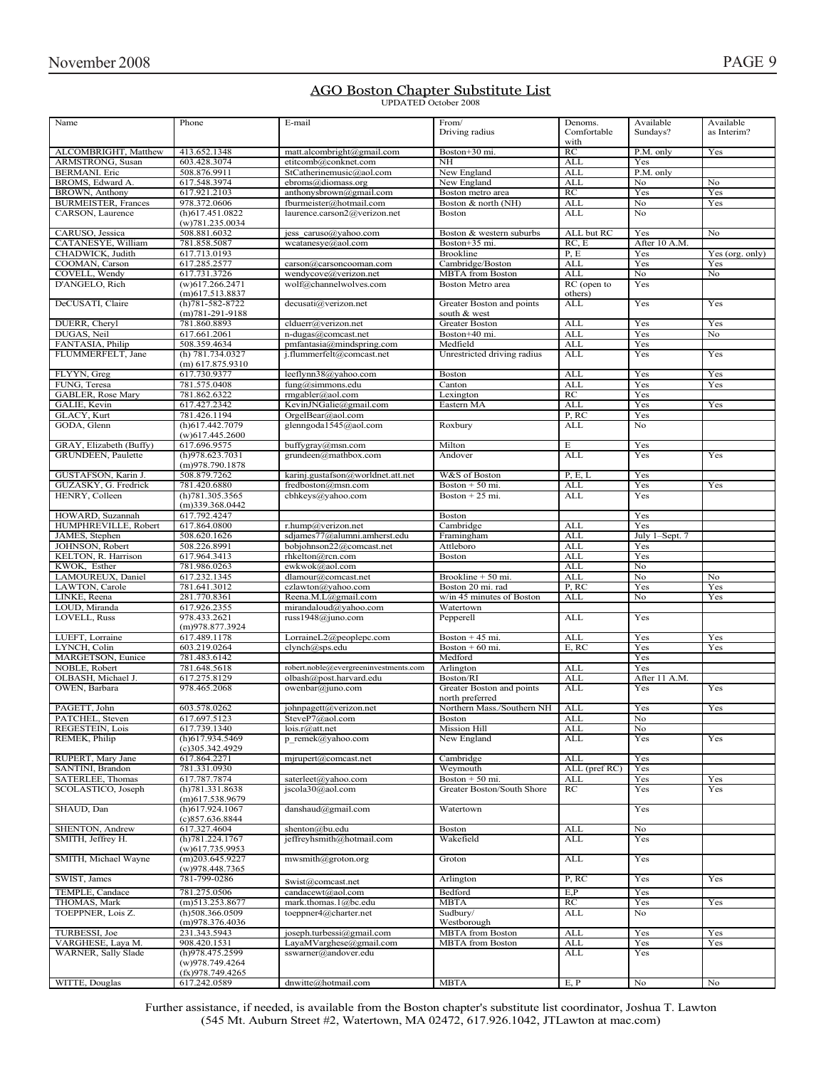## AGO Boston Chapter Substitute List

UPDATED October 2008

| Name | Phone | E-mail | From/ Driving radius | Denoms. Comfortable with | Available Sundays? | Available as Interim? |
|---|---|---|---|---|---|---|
| ALCOMBRIGHT, Matthew | 413.652.1348 | matt.alcombright@gmail.com | Boston+30 mi. | RC | P.M. only | Yes |
| ARMSTRONG, Susan | 603.428.3074 | etitcomb@conknet.com | NH | ALL | Yes | |
| BERMANI. Eric | 508.876.9911 | StCatherinemusic@aol.com | New England | ALL | P.M. only | |
| BROMS, Edward A. | 617.548.3974 | ebroms@diomass.org | New England | ALL | No | No |
| BROWN, Anthony | 617.921.2103 | anthonysbrown@gmail.com | Boston metro area | RC | Yes | Yes |
| BURMEISTER, Frances | 978.372.0606 | fburmeister@hotmail.com | Boston & north (NH) | ALL | No | Yes |
| CARSON, Laurence | (h)617.451.0822 (w)781.235.0034 | laurence.carson2@verizon.net | Boston | ALL | No | |
| CARUSO, Jessica | 508.881.6032 | jess_caruso@yahoo.com | Boston & western suburbs | ALL but RC | Yes | No |
| CATANESYE, William | 781.858.5087 | wcatanesye@aol.com | Boston+35 mi. | RC, E | After 10 A.M. | |
| CHADWICK, Judith | 617.713.0193 | | Brookline | P, E | Yes | Yes (org. only) |
| COOMAN, Carson | 617.285.2577 | carson@carsoncooman.com | Cambridge/Boston | ALL | Yes | Yes |
| COVELL, Wendy | 617.731.3726 | wendycove@verizon.net | MBTA from Boston | ALL | No | No |
| D'ANGELO, Rich | (w)617.266.2471 (m)617.513.8837 | wolf@channelwolves.com | Boston Metro area | RC (open to others) | Yes | |
| DeCUSATI, Claire | (h)781-582-8722 (m)781-291-9188 | decusati@verizon.net | Greater Boston and points south & west | ALL | Yes | Yes |
| DUERR, Cheryl | 781.860.8893 | clduerr@verizon.net | Greater Boston | ALL | Yes | Yes |
| DUGAS, Neil | 617.661.2061 | n-dugas@comcast.net | Boston+40 mi. | ALL | Yes | No |
| FANTASIA, Philip | 508.359.4634 | pmfantasia@mindspring.com | Medfield | ALL | Yes | |
| FLUMMERFELT, Jane | (h) 781.734.0327 (m) 617.875.9310 | j.flummerfelt@comcast.net | Unrestricted driving radius | ALL | Yes | Yes |
| FLYYN, Greg | 617.730.9377 | leeflynn38@yahoo.com | Boston | ALL | Yes | Yes |
| FUNG, Teresa | 781.575.0408 | fung@simmons.edu | Canton | ALL | Yes | Yes |
| GABLER, Rose Mary | 781.862.6322 | rmgabler@aol.com | Lexington | RC | Yes | |
| GALIE, Kevin | 617.427.2342 | KevinJNGalie@gmail.com | Eastern MA | ALL | Yes | Yes |
| GLACY, Kurt | 781.426.1194 | OrgelBear@aol.com | | P, RC | Yes | |
| GODA, Glenn | (h)617.442.7079 (w)617.445.2600 | glenngoda1545@aol.com | Roxbury | ALL | No | |
| GRAY, Elizabeth (Buffy) | 617.696.9575 | buffygray@msn.com | Milton | E | Yes | |
| GRUNDEEN, Paulette | (h)978.623.7031 (m)978.790.1878 | grundeen@mathbox.com | Andover | ALL | Yes | Yes |
| GUSTAFSON, Karin J. | 508.879.7262 | karinj.gustafson@worldnet.att.net | W&S of Boston | P, E, L | Yes | |
| GUZASKY, G. Fredrick | 781.420.6880 | fredboston@msn.com | Boston + 50 mi. | ALL | Yes | Yes |
| HENRY, Colleen | (h)781.305.3565 (m)339.368.0442 | cbhkeys@yahoo.com | Boston + 25 mi. | ALL | Yes | |
| HOWARD, Suzannah | 617.792.4247 | | Boston | | Yes | |
| HUMPHREVILLE, Robert | 617.864.0800 | r.hump@verizon.net | Cambridge | ALL | Yes | |
| JAMES, Stephen | 508.620.1626 | sdjames77@alumni.amherst.edu | Framingham | ALL | July 1–Sept. 7 | |
| JOHNSON, Robert | 508.226.8991 | bobjohnson22@comcast.net | Attleboro | ALL | Yes | |
| KELTON, R. Harrison | 617.964.3413 | rhkelton@rcn.com | Boston | ALL | Yes | |
| KWOK, Esther | 781.986.0263 | ewkwok@aol.com | | ALL | No | |
| LAMOUREUX, Daniel | 617.232.1345 | dlamour@comcast.net | Brookline + 50 mi. | ALL | No | No |
| LAWTON, Carole | 781.641.3012 | czlawton@yahoo.com | Boston 20 mi. rad | P, RC | Yes | Yes |
| LINKE, Reena | 281.770.8361 | Reena.M.L@gmail.com | w/in 45 minutes of Boston | ALL | No | Yes |
| LOUD, Miranda | 617.926.2355 | mirandaloud@yahoo.com | Watertown | | | |
| LOVELL, Russ | 978.433.2621 (m)978.877.3924 | russ1948@juno.com | Pepperell | ALL | Yes | |
| LUEFT, Lorraine | 617.489.1178 | LorraineL2@peoplepc.com | Boston + 45 mi. | ALL | Yes | Yes |
| LYNCH, Colin | 603.219.0264 | clynch@sps.edu | Boston + 60 mi. | E, RC | Yes | Yes |
| MARGETSON, Eunice | 781.483.6142 | | Medford | | Yes | |
| NOBLE, Robert | 781.648.5618 | robert.noble@evergreeninvestments.com | Arlington | ALL | Yes | |
| OLBASH, Michael J. | 617.275.8129 | olbash@post.harvard.edu | Boston/RI | ALL | After 11 A.M. | |
| OWEN, Barbara | 978.465.2068 | owenbar@juno.com | Greater Boston and points north preferred | ALL | Yes | Yes |
| PAGETT, John | 603.578.0262 | johnpagett@verizon.net | Northern Mass./Southern NH | ALL | Yes | Yes |
| PATCHEL, Steven | 617.697.5123 | SteveP7@aol.com | Boston | ALL | No | |
| REGESTEIN, Lois | 617.739.1340 | lois.r@att.net | Mission Hill | ALL | No | |
| REMEK, Philip | (h)617.934.5469 (c)305.342.4929 | p_remek@yahoo.com | New England | ALL | Yes | Yes |
| RUPERT, Mary Jane | 617.864.2271 | mjrupert@comcast.net | Cambridge | ALL | Yes | |
| SANTINI, Brandon | 781.331.0930 | | Weymouth | ALL (pref RC) | Yes | |
| SATERLEE, Thomas | 617.787.7874 | saterleet@yahoo.com | Boston + 50 mi. | ALL | Yes | Yes |
| SCOLASTICO, Joseph | (h)781.331.8638 (m)617.538.9679 | jscola30@aol.com | Greater Boston/South Shore | RC | Yes | Yes |
| SHAUD, Dan | (h)617.924.1067 (c)857.636.8844 | danshaud@gmail.com | Watertown | | Yes | |
| SHENTON, Andrew | 617.327.4604 | shenton@bu.edu | Boston | ALL | No | |
| SMITH, Jeffrey H. | (h)781.224.1767 (w)617.735.9953 | jeffreyhsmith@hotmail.com | Wakefield | ALL | Yes | |
| SMITH, Michael Wayne | (m)203.645.9227 (w)978.448.7365 | mwsmith@groton.org | Groton | ALL | Yes | |
| SWIST, James | 781-799-0286 | Swist@comcast.net | Arlington | P, RC | Yes | Yes |
| TEMPLE, Candace | 781.275.0506 | candacewt@aol.com | Bedford | E,P | Yes | |
| THOMAS, Mark | (m)513.253.8677 | mark.thomas.1@bc.edu | MBTA | RC | Yes | Yes |
| TOEPPNER, Lois Z. | (h)508.366.0509 (m)978.376.4036 | toeppner4@charter.net | Sudbury/ Westborough | ALL | No | |
| TURBESSI, Joe | 231.343.5943 | joseph.turbessi@gmail.com | MBTA from Boston | ALL | Yes | Yes |
| VARGHESE, Laya M. | 908.420.1531 | LayaMVarghese@gmail.com | MBTA from Boston | ALL | Yes | Yes |
| WARNER, Sally Slade | (h)978.475.2599 (w)978.749.4264 (fx)978.749.4265 | sswarner@andover.edu | | ALL | Yes | |
| WITTE, Douglas | 617.242.0589 | dnwitte@hotmail.com | MBTA | E, P | No | No |

Further assistance, if needed, is available from the Boston chapter's substitute list coordinator, Joshua T. Lawton (545 Mt. Auburn Street #2, Watertown, MA 02472, 617.926.1042, JTLawton at mac.com)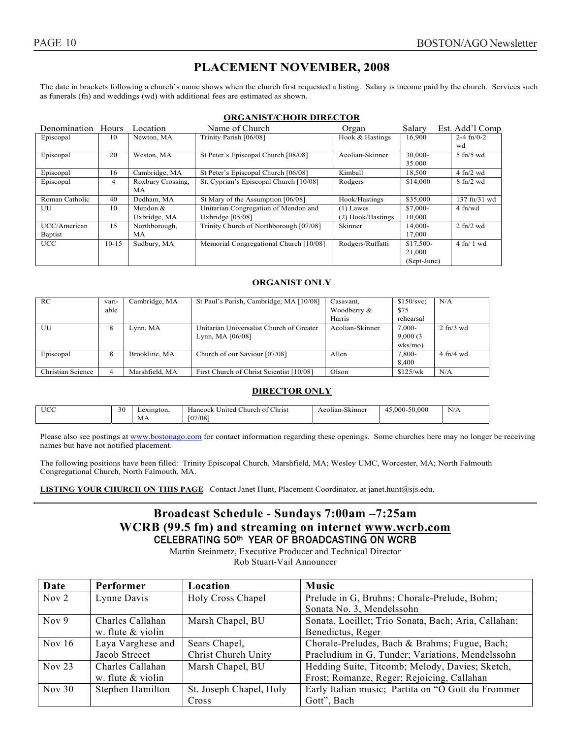# PLACEMENT NOVEMBER, 2008

The date in brackets following a church's name shows when the church first requested a listing. Salary is income paid by the church. Services such as funerals (fn) and weddings (wd) with additional fees are estimated as shown.

## ORGANIST/CHOIR DIRECTOR

| Denomination | Hours | Location | Name of Church | Organ | Salary | Est. Add'l Comp |
|---|---|---|---|---|---|---|
| Episcopal | 10 | Newton, MA | Trinity Parish [06/08] | Hook & Hastings | 16,900 | 2-4 fn/0-2 wd |
| Episcopal | 20 | Weston, MA | St Peter's Episcopal Church [08/08] | Aeolian-Skinner | 30,000-35.000 | 5 fn/5 wd |
| Episcopal | 16 | Cambridge, MA | St Peter's Episcopal Church [06/08] | Kimball | 18,500 | 4 fn/2 wd |
| Episcopal | 4 | Roxbury Crossing, MA | St. Cyprian's Episcopal Church [10/08] | Rodgers | $14,000 | 8 fn/2 wd |
| Roman Catholic | 40 | Dedham, MA | St Mary of the Assumption [06/08] | Hook/Hastings | $35,000 | 137 fn/31 wd |
| UU | 10 | Mendon & Uxbridge, MA | Unitarian Congregation of Mendon and Uxbridge [05/08] | (1) Lawes (2) Hook/Hastings | $7,000-10,000 | 4 fn/wd |
| UCC/American Baptist | 15 | Northborough, MA | Trinity Church of Northborough [07/08] | Skinner | 14,000-17,000 | 2 fn/2 wd |
| UCC | 10-15 | Sudbury, MA | Memorial Congregational Church [10/08] | Rodgers/Ruffatti | $17,500-21,000 (Sept-June) | 4 fn/ 1 wd |

## ORGANIST ONLY

| Denomination | Hours | Location | Name of Church | Organ | Salary | Est. Add'l Comp |
|---|---|---|---|---|---|---|
| RC | variable | Cambridge, MA | St Paul's Parish, Cambridge, MA [10/08] | Casavant, Woodberry & Harris | $150/svc; $75 rehearsal | N/A |
| UU | 8 | Lynn, MA | Unitarian Universalist Church of Greater Lynn, MA [06/08] | Aeolian-Skinner | 7,000-9,000 (3 wks/mo) | 2 fn/3 wd |
| Episcopal | 8 | Brookline, MA | Church of our Saviour [07/08] | Allen | 7,800-8,400 | 4 fn/4 wd |
| Christian Science | 4 | Marshfield, MA | First Church of Christ Scientist [10/08] | Olson | $125/wk | N/A |

## DIRECTOR ONLY

| Denomination | Hours | Location | Name of Church | Organ | Salary | Est. Add'l Comp |
|---|---|---|---|---|---|---|
| UCC | 30 | Lexington, MA | Hancock United Church of Christ [07/08] | Aeolian-Skinner | 45,000-50,000 | N/A |

Please also see postings at www.bostonago.com for contact information regarding these openings. Some churches here may no longer be receiving names but have not notified placement.

The following positions have been filled: Trinity Episcopal Church, Marshfield, MA; Wesley UMC, Worcester, MA; North Falmouth Congregational Church, North Falmouth, MA.

**LISTING YOUR CHURCH ON THIS PAGE** Contact Janet Hunt, Placement Coordinator, at janet.hunt@sjs.edu.

# Broadcast Schedule - Sundays 7:00am –7:25am
# WCRB (99.5 fm) and streaming on internet www.wcrb.com

CELEBRATING 50th YEAR OF BROADCASTING ON WCRB

Martin Steinmetz, Executive Producer and Technical Director
Rob Stuart-Vail Announcer

| Date | Performer | Location | Music |
|---|---|---|---|
| Nov 2 | Lynne Davis | Holy Cross Chapel | Prelude in G, Bruhns; Chorale-Prelude, Bohm; Sonata No. 3, Mendelssohn |
| Nov 9 | Charles Callahan w. flute & violin | Marsh Chapel, BU | Sonata, Loeillet; Trio Sonata, Bach; Aria, Callahan; Benedictus, Reger |
| Nov 16 | Laya Varghese and Jacob Streeet | Sears Chapel, Christ Church Unity | Chorale-Preludes, Bach & Brahms; Fugue, Bach; Praeludium in G, Tunder; Variations, Mendelssohn |
| Nov 23 | Charles Callahan w. flute & violin | Marsh Chapel, BU | Hedding Suite, Titcomb; Melody, Davies; Sketch, Frost; Romanze, Reger; Rejoicing, Callahan |
| Nov 30 | Stephen Hamilton | St. Joseph Chapel, Holy Cross | Early Italian music; Partita on "O Gott du Frommer Gott", Bach |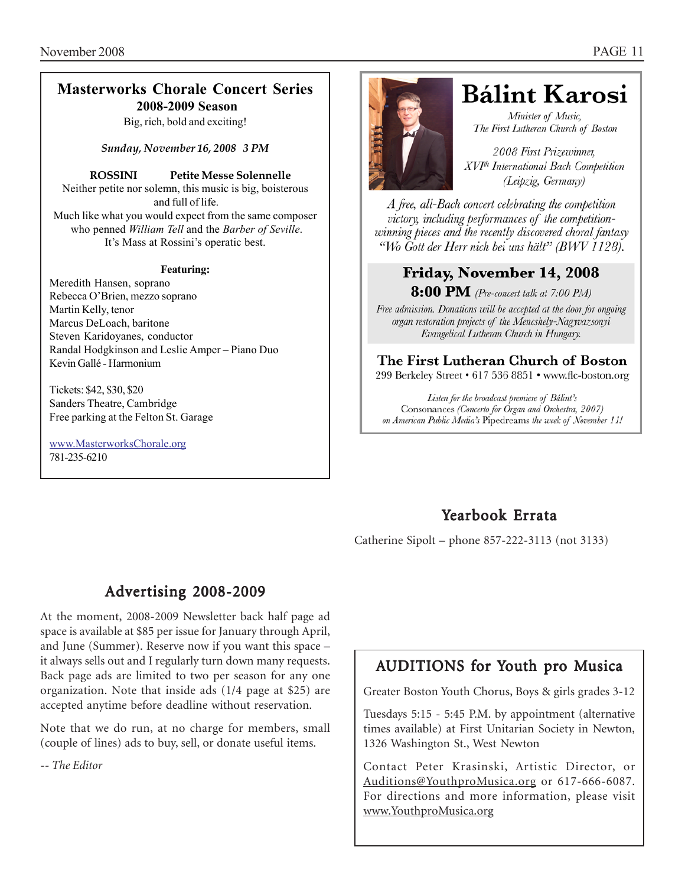## Masterworks Chorale Concert Series

**2008-2009 Season**

Big, rich, bold and exciting!

***Sunday, November 16, 2008 3 PM***

**ROSSINI Petite Messe Solennelle**

Neither petite nor solemn, this music is big, boisterous and full of life.
Much like what you would expect from the same composer who penned *William Tell* and the *Barber of Seville*.
It's Mass at Rossini's operatic best.

**Featuring:**

Meredith Hansen, soprano
Rebecca O'Brien, mezzo soprano
Martin Kelly, tenor
Marcus DeLoach, baritone
Steven Karidoyanes, conductor
Randal Hodgkinson and Leslie Amper – Piano Duo
Kevin Gallé - Harmonium

Tickets: $42, $30, $20
Sanders Theatre, Cambridge
Free parking at the Felton St. Garage

www.MasterworksChorale.org
781-235-6210

## Bálint Karosi

*Minister of Music,*
*The First Lutheran Church of Boston*

*2008 First Prizewinner,*
*XVI^th International Bach Competition*
*(Leipzig, Germany)*

*A free, all-Bach concert celebrating the competition victory, including performances of the competition-winning pieces and the recently discovered choral fantasy "Wo Gott der Herr nich bei uns hält" (BWV 1128).*

**Friday, November 14, 2008**

**8:00 PM** *(Pre-concert talk at 7:00 PM)*

*Free admission. Donations will be accepted at the door for ongoing organ restoration projects of the Mencshely-Nagyvazsonyi Evangelical Lutheran Church in Hungary.*

**The First Lutheran Church of Boston**

299 Berkeley Street • 617 536 8851 • www.flc-boston.org

*Listen for the broadcast premiere of Bálint's* Consonances *(Concerto for Organ and Orchestra, 2007) on American Public Media's* Pipedreams *the week of November 11!*

## Yearbook Errata

Catherine Sipolt – phone 857-222-3113 (not 3133)

## Advertising 2008-2009

At the moment, 2008-2009 Newsletter back half page ad space is available at $85 per issue for January through April, and June (Summer). Reserve now if you want this space – it always sells out and I regularly turn down many requests. Back page ads are limited to two per season for any one organization. Note that inside ads (1/4 page at $25) are accepted anytime before deadline without reservation.

Note that we do run, at no charge for members, small (couple of lines) ads to buy, sell, or donate useful items.

*-- The Editor*

## AUDITIONS for Youth pro Musica

Greater Boston Youth Chorus, Boys & girls grades 3-12

Tuesdays 5:15 - 5:45 P.M. by appointment (alternative times available) at First Unitarian Society in Newton, 1326 Washington St., West Newton

Contact Peter Krasinski, Artistic Director, or Auditions@YouthproMusica.org or 617-666-6087. For directions and more information, please visit www.YouthproMusica.org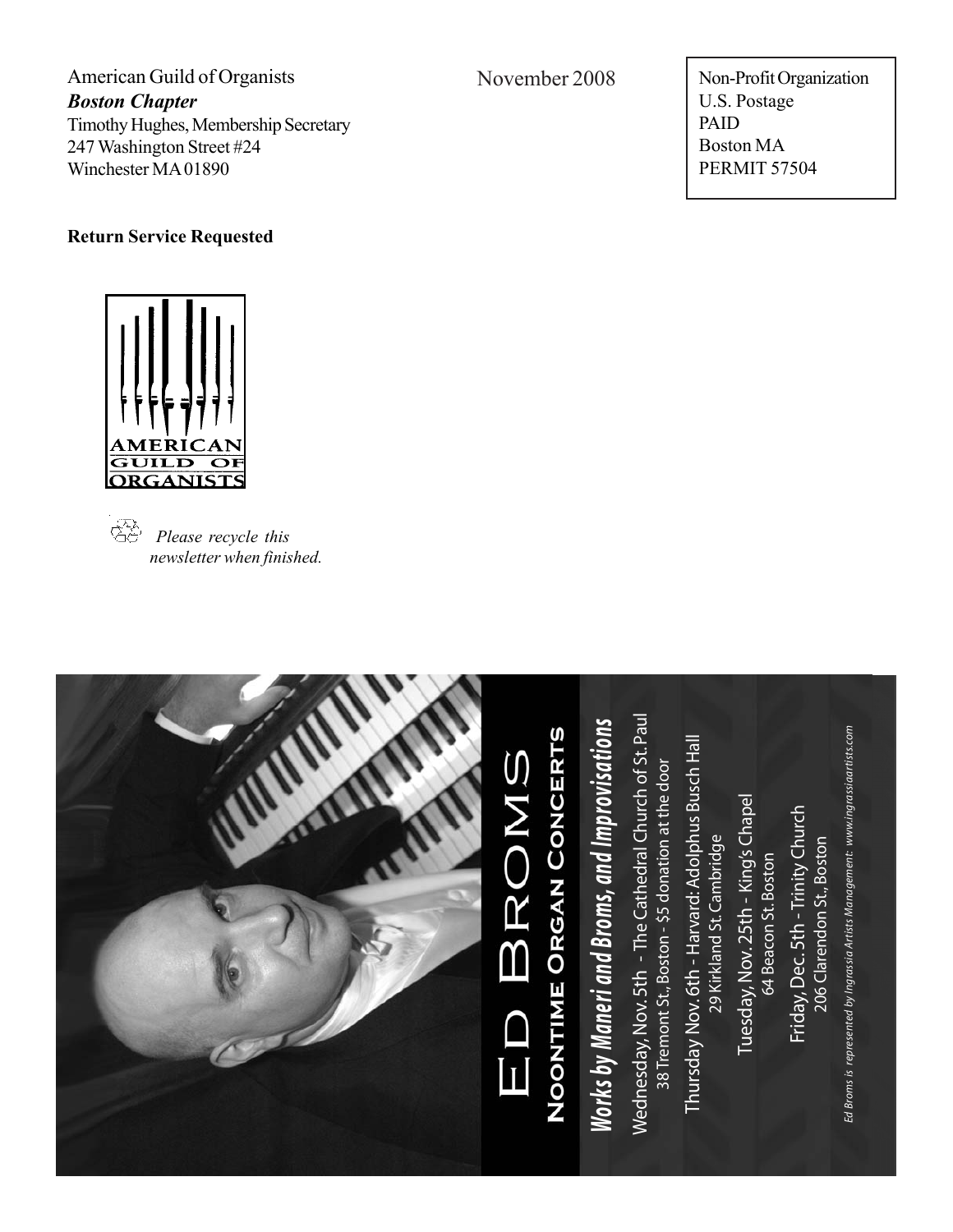American Guild of Organists
***Boston Chapter***
Timothy Hughes, Membership Secretary
247 Washington Street #24
Winchester MA 01890

November 2008

Non-Profit Organization
U.S. Postage
PAID
Boston MA
PERMIT 57504

**Return Service Requested**

AMERICAN GUILD OF ORGANISTS

*Please recycle this newsletter when finished.*

# Ed Broms

## Noontime Organ Concerts

***Works by Maneri and Broms, and Improvisations***

Wednesday, Nov. 5th - The Cathedral Church of St. Paul
38 Tremont St., Boston - $5 donation at the door

Thursday Nov. 6th - Harvard: Adolphus Busch Hall
29 Kirkland St. Cambridge

Tuesday, Nov. 25th - King's Chapel
64 Beacon St. Boston

Friday, Dec. 5th - Trinity Church
206 Clarendon St., Boston

*Ed Broms is represented by Ingrassia Artists Management: www.ingrassiaartists.com*